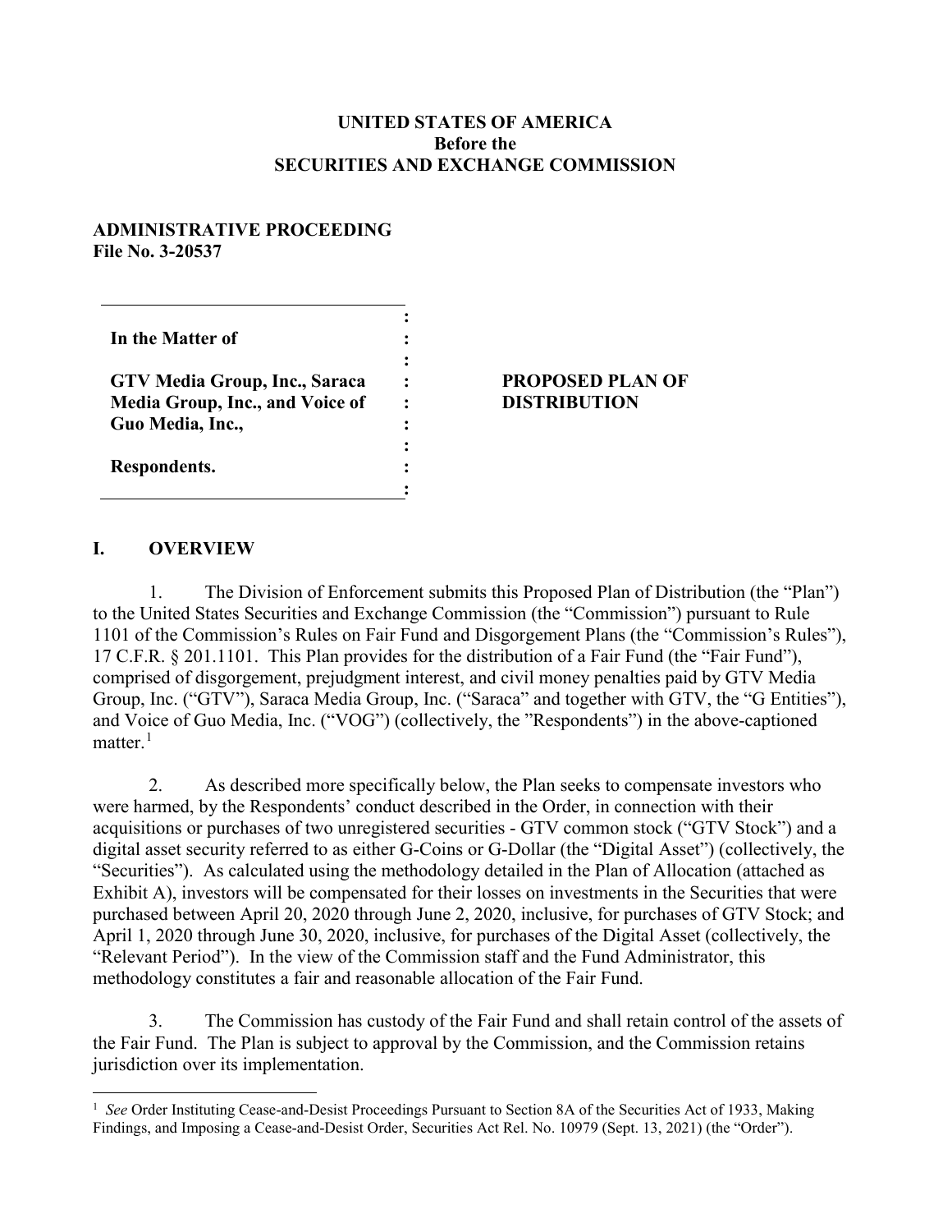**UNITED STATES OF AMERICA**
**Before the**
**SECURITIES AND EXCHANGE COMMISSION**

**ADMINISTRATIVE PROCEEDING**
**File No. 3-20537**

| | |
|---|---|
| **In the Matter of**<br><br>**GTV Media Group, Inc., Saraca Media Group, Inc., and Voice of Guo Media, Inc.,**<br><br>**Respondents.** | **PROPOSED PLAN OF DISTRIBUTION** |

## I. OVERVIEW

1. The Division of Enforcement submits this Proposed Plan of Distribution (the "Plan") to the United States Securities and Exchange Commission (the "Commission") pursuant to Rule 1101 of the Commission's Rules on Fair Fund and Disgorgement Plans (the "Commission's Rules"), 17 C.F.R. § 201.1101. This Plan provides for the distribution of a Fair Fund (the "Fair Fund"), comprised of disgorgement, prejudgment interest, and civil money penalties paid by GTV Media Group, Inc. ("GTV"), Saraca Media Group, Inc. ("Saraca" and together with GTV, the "G Entities"), and Voice of Guo Media, Inc. ("VOG") (collectively, the "Respondents") in the above-captioned matter.[1]

2. As described more specifically below, the Plan seeks to compensate investors who were harmed, by the Respondents' conduct described in the Order, in connection with their acquisitions or purchases of two unregistered securities - GTV common stock ("GTV Stock") and a digital asset security referred to as either G-Coins or G-Dollar (the "Digital Asset") (collectively, the "Securities"). As calculated using the methodology detailed in the Plan of Allocation (attached as Exhibit A), investors will be compensated for their losses on investments in the Securities that were purchased between April 20, 2020 through June 2, 2020, inclusive, for purchases of GTV Stock; and April 1, 2020 through June 30, 2020, inclusive, for purchases of the Digital Asset (collectively, the "Relevant Period"). In the view of the Commission staff and the Fund Administrator, this methodology constitutes a fair and reasonable allocation of the Fair Fund.

3. The Commission has custody of the Fair Fund and shall retain control of the assets of the Fair Fund. The Plan is subject to approval by the Commission, and the Commission retains jurisdiction over its implementation.

[1] *See* Order Instituting Cease-and-Desist Proceedings Pursuant to Section 8A of the Securities Act of 1933, Making Findings, and Imposing a Cease-and-Desist Order, Securities Act Rel. No. 10979 (Sept. 13, 2021) (the "Order").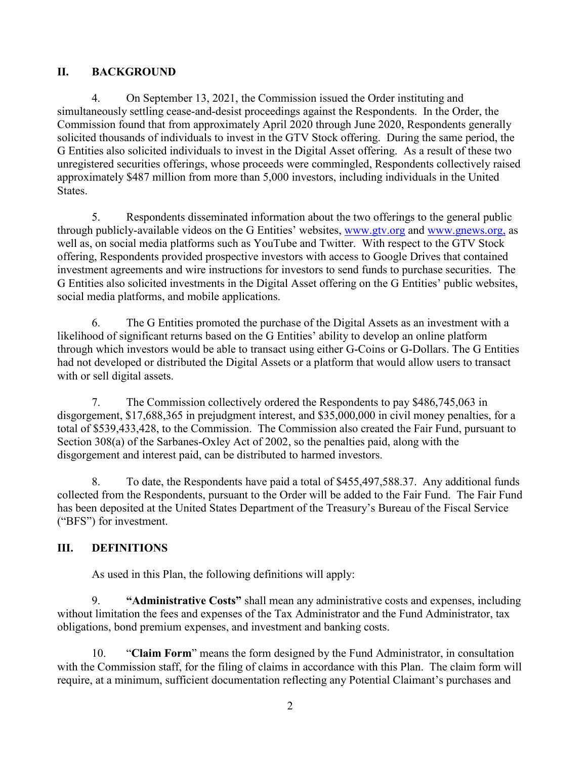## II. BACKGROUND

4. On September 13, 2021, the Commission issued the Order instituting and simultaneously settling cease-and-desist proceedings against the Respondents. In the Order, the Commission found that from approximately April 2020 through June 2020, Respondents generally solicited thousands of individuals to invest in the GTV Stock offering. During the same period, the G Entities also solicited individuals to invest in the Digital Asset offering. As a result of these two unregistered securities offerings, whose proceeds were commingled, Respondents collectively raised approximately $487 million from more than 5,000 investors, including individuals in the United States.

5. Respondents disseminated information about the two offerings to the general public through publicly-available videos on the G Entities' websites, www.gtv.org and www.gnews.org, as well as, on social media platforms such as YouTube and Twitter. With respect to the GTV Stock offering, Respondents provided prospective investors with access to Google Drives that contained investment agreements and wire instructions for investors to send funds to purchase securities. The G Entities also solicited investments in the Digital Asset offering on the G Entities' public websites, social media platforms, and mobile applications.

6. The G Entities promoted the purchase of the Digital Assets as an investment with a likelihood of significant returns based on the G Entities' ability to develop an online platform through which investors would be able to transact using either G-Coins or G-Dollars. The G Entities had not developed or distributed the Digital Assets or a platform that would allow users to transact with or sell digital assets.

7. The Commission collectively ordered the Respondents to pay $486,745,063 in disgorgement, $17,688,365 in prejudgment interest, and $35,000,000 in civil money penalties, for a total of $539,433,428, to the Commission. The Commission also created the Fair Fund, pursuant to Section 308(a) of the Sarbanes-Oxley Act of 2002, so the penalties paid, along with the disgorgement and interest paid, can be distributed to harmed investors.

8. To date, the Respondents have paid a total of $455,497,588.37. Any additional funds collected from the Respondents, pursuant to the Order will be added to the Fair Fund. The Fair Fund has been deposited at the United States Department of the Treasury's Bureau of the Fiscal Service ("BFS") for investment.

## III. DEFINITIONS

As used in this Plan, the following definitions will apply:

9. **"Administrative Costs"** shall mean any administrative costs and expenses, including without limitation the fees and expenses of the Tax Administrator and the Fund Administrator, tax obligations, bond premium expenses, and investment and banking costs.

10. "**Claim Form**" means the form designed by the Fund Administrator, in consultation with the Commission staff, for the filing of claims in accordance with this Plan. The claim form will require, at a minimum, sufficient documentation reflecting any Potential Claimant's purchases and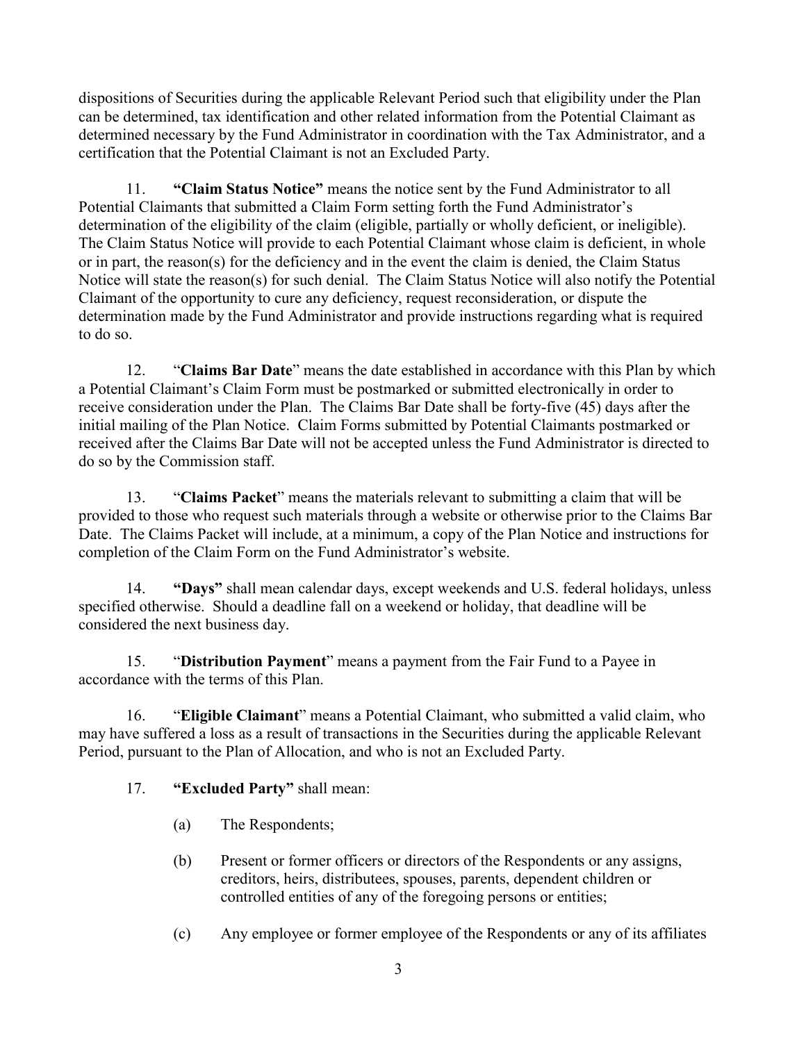dispositions of Securities during the applicable Relevant Period such that eligibility under the Plan can be determined, tax identification and other related information from the Potential Claimant as determined necessary by the Fund Administrator in coordination with the Tax Administrator, and a certification that the Potential Claimant is not an Excluded Party.

11. **"Claim Status Notice"** means the notice sent by the Fund Administrator to all Potential Claimants that submitted a Claim Form setting forth the Fund Administrator's determination of the eligibility of the claim (eligible, partially or wholly deficient, or ineligible). The Claim Status Notice will provide to each Potential Claimant whose claim is deficient, in whole or in part, the reason(s) for the deficiency and in the event the claim is denied, the Claim Status Notice will state the reason(s) for such denial. The Claim Status Notice will also notify the Potential Claimant of the opportunity to cure any deficiency, request reconsideration, or dispute the determination made by the Fund Administrator and provide instructions regarding what is required to do so.

12. "**Claims Bar Date**" means the date established in accordance with this Plan by which a Potential Claimant's Claim Form must be postmarked or submitted electronically in order to receive consideration under the Plan. The Claims Bar Date shall be forty-five (45) days after the initial mailing of the Plan Notice. Claim Forms submitted by Potential Claimants postmarked or received after the Claims Bar Date will not be accepted unless the Fund Administrator is directed to do so by the Commission staff.

13. "**Claims Packet**" means the materials relevant to submitting a claim that will be provided to those who request such materials through a website or otherwise prior to the Claims Bar Date. The Claims Packet will include, at a minimum, a copy of the Plan Notice and instructions for completion of the Claim Form on the Fund Administrator's website.

14. **"Days"** shall mean calendar days, except weekends and U.S. federal holidays, unless specified otherwise. Should a deadline fall on a weekend or holiday, that deadline will be considered the next business day.

15. "**Distribution Payment**" means a payment from the Fair Fund to a Payee in accordance with the terms of this Plan.

16. "**Eligible Claimant**" means a Potential Claimant, who submitted a valid claim, who may have suffered a loss as a result of transactions in the Securities during the applicable Relevant Period, pursuant to the Plan of Allocation, and who is not an Excluded Party.

17. **"Excluded Party"** shall mean:

(a) The Respondents;

(b) Present or former officers or directors of the Respondents or any assigns, creditors, heirs, distributees, spouses, parents, dependent children or controlled entities of any of the foregoing persons or entities;

(c) Any employee or former employee of the Respondents or any of its affiliates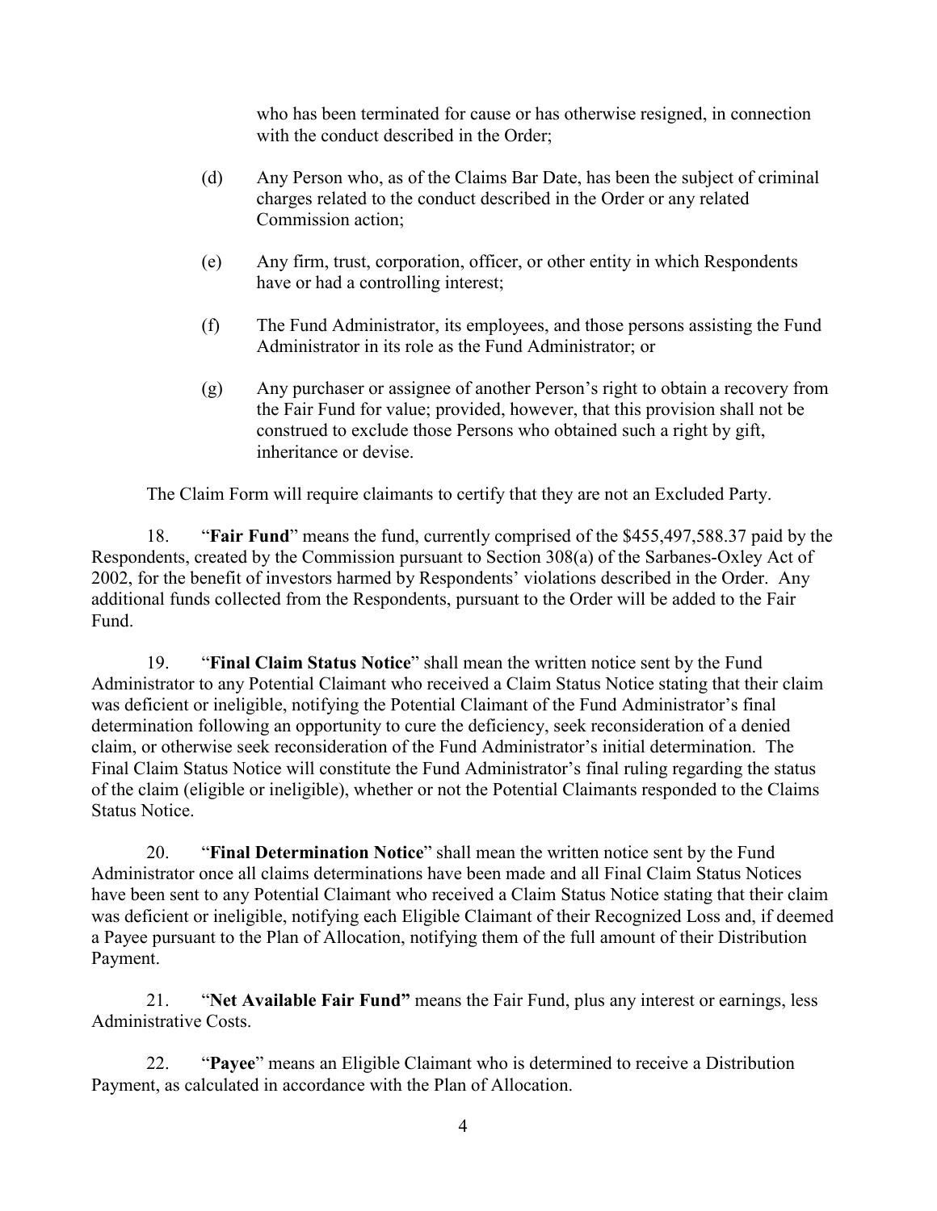who has been terminated for cause or has otherwise resigned, in connection with the conduct described in the Order;

(d) Any Person who, as of the Claims Bar Date, has been the subject of criminal charges related to the conduct described in the Order or any related Commission action;

(e) Any firm, trust, corporation, officer, or other entity in which Respondents have or had a controlling interest;

(f) The Fund Administrator, its employees, and those persons assisting the Fund Administrator in its role as the Fund Administrator; or

(g) Any purchaser or assignee of another Person's right to obtain a recovery from the Fair Fund for value; provided, however, that this provision shall not be construed to exclude those Persons who obtained such a right by gift, inheritance or devise.

The Claim Form will require claimants to certify that they are not an Excluded Party.

18. "**Fair Fund**" means the fund, currently comprised of the $455,497,588.37 paid by the Respondents, created by the Commission pursuant to Section 308(a) of the Sarbanes-Oxley Act of 2002, for the benefit of investors harmed by Respondents' violations described in the Order. Any additional funds collected from the Respondents, pursuant to the Order will be added to the Fair Fund.

19. "**Final Claim Status Notice**" shall mean the written notice sent by the Fund Administrator to any Potential Claimant who received a Claim Status Notice stating that their claim was deficient or ineligible, notifying the Potential Claimant of the Fund Administrator's final determination following an opportunity to cure the deficiency, seek reconsideration of a denied claim, or otherwise seek reconsideration of the Fund Administrator's initial determination. The Final Claim Status Notice will constitute the Fund Administrator's final ruling regarding the status of the claim (eligible or ineligible), whether or not the Potential Claimants responded to the Claims Status Notice.

20. "**Final Determination Notice**" shall mean the written notice sent by the Fund Administrator once all claims determinations have been made and all Final Claim Status Notices have been sent to any Potential Claimant who received a Claim Status Notice stating that their claim was deficient or ineligible, notifying each Eligible Claimant of their Recognized Loss and, if deemed a Payee pursuant to the Plan of Allocation, notifying them of the full amount of their Distribution Payment.

21. "**Net Available Fair Fund"** means the Fair Fund, plus any interest or earnings, less Administrative Costs.

22. "**Payee**" means an Eligible Claimant who is determined to receive a Distribution Payment, as calculated in accordance with the Plan of Allocation.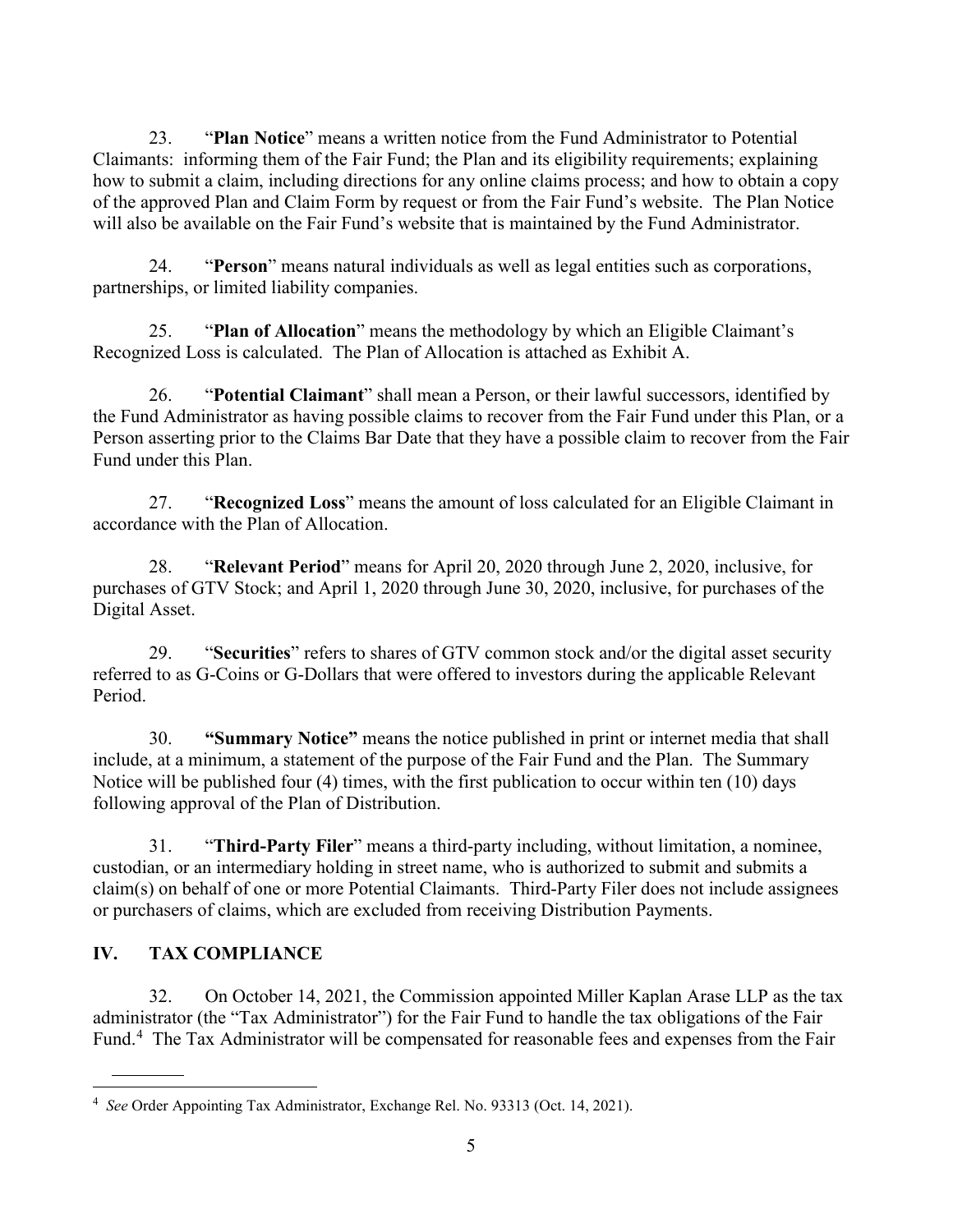23. "**Plan Notice**" means a written notice from the Fund Administrator to Potential Claimants: informing them of the Fair Fund; the Plan and its eligibility requirements; explaining how to submit a claim, including directions for any online claims process; and how to obtain a copy of the approved Plan and Claim Form by request or from the Fair Fund's website. The Plan Notice will also be available on the Fair Fund's website that is maintained by the Fund Administrator.

24. "**Person**" means natural individuals as well as legal entities such as corporations, partnerships, or limited liability companies.

25. "**Plan of Allocation**" means the methodology by which an Eligible Claimant's Recognized Loss is calculated. The Plan of Allocation is attached as Exhibit A.

26. "**Potential Claimant**" shall mean a Person, or their lawful successors, identified by the Fund Administrator as having possible claims to recover from the Fair Fund under this Plan, or a Person asserting prior to the Claims Bar Date that they have a possible claim to recover from the Fair Fund under this Plan.

27. "**Recognized Loss**" means the amount of loss calculated for an Eligible Claimant in accordance with the Plan of Allocation.

28. "**Relevant Period**" means for April 20, 2020 through June 2, 2020, inclusive, for purchases of GTV Stock; and April 1, 2020 through June 30, 2020, inclusive, for purchases of the Digital Asset.

29. "**Securities**" refers to shares of GTV common stock and/or the digital asset security referred to as G-Coins or G-Dollars that were offered to investors during the applicable Relevant Period.

30. **"Summary Notice"** means the notice published in print or internet media that shall include, at a minimum, a statement of the purpose of the Fair Fund and the Plan. The Summary Notice will be published four (4) times, with the first publication to occur within ten (10) days following approval of the Plan of Distribution.

31. "**Third-Party Filer**" means a third-party including, without limitation, a nominee, custodian, or an intermediary holding in street name, who is authorized to submit and submits a claim(s) on behalf of one or more Potential Claimants. Third-Party Filer does not include assignees or purchasers of claims, which are excluded from receiving Distribution Payments.

## IV. TAX COMPLIANCE

32. On October 14, 2021, the Commission appointed Miller Kaplan Arase LLP as the tax administrator (the "Tax Administrator") for the Fair Fund to handle the tax obligations of the Fair Fund.[4] The Tax Administrator will be compensated for reasonable fees and expenses from the Fair

[4] *See* Order Appointing Tax Administrator, Exchange Rel. No. 93313 (Oct. 14, 2021).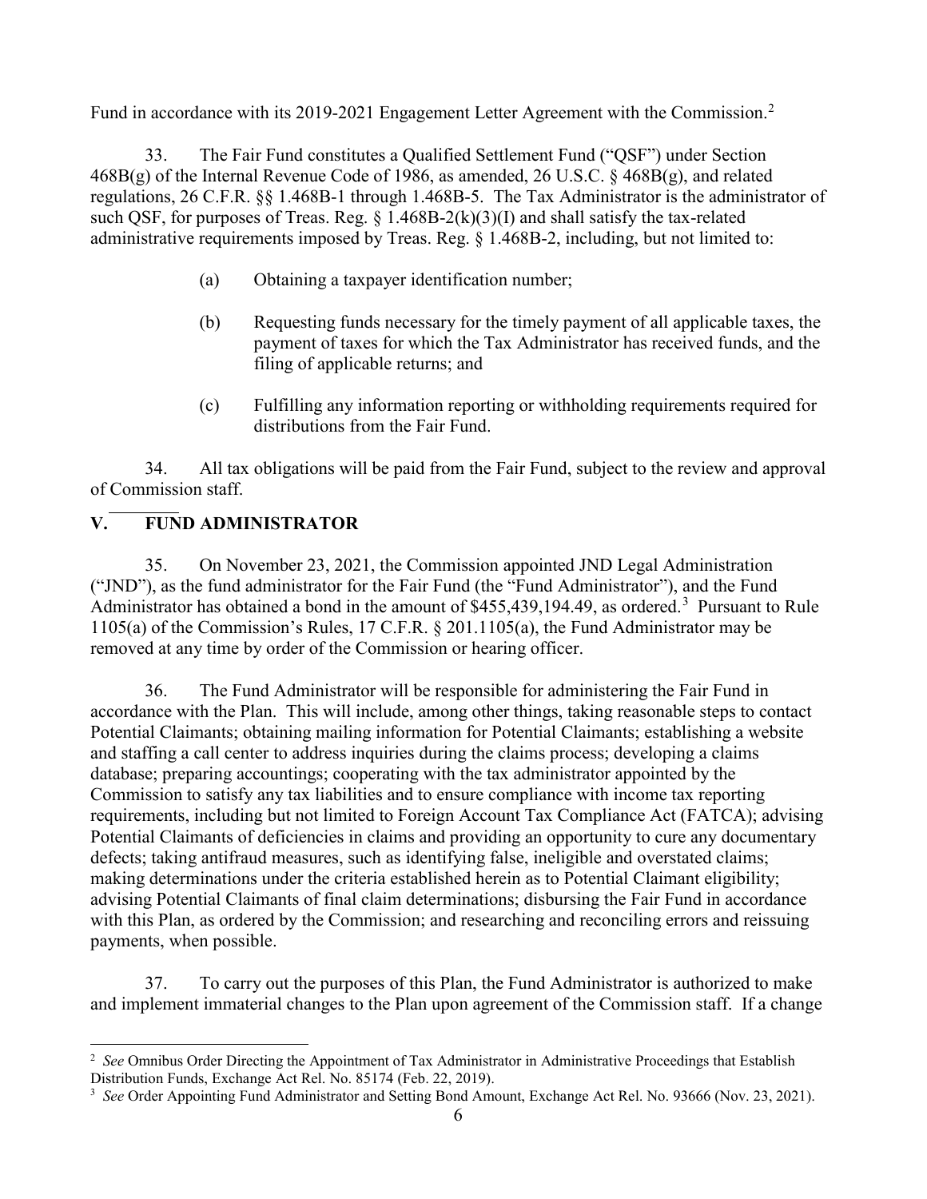Fund in accordance with its 2019-2021 Engagement Letter Agreement with the Commission.[2]

33. The Fair Fund constitutes a Qualified Settlement Fund ("QSF") under Section 468B(g) of the Internal Revenue Code of 1986, as amended, 26 U.S.C. § 468B(g), and related regulations, 26 C.F.R. §§ 1.468B-1 through 1.468B-5. The Tax Administrator is the administrator of such QSF, for purposes of Treas. Reg. § 1.468B-2(k)(3)(I) and shall satisfy the tax-related administrative requirements imposed by Treas. Reg. § 1.468B-2, including, but not limited to:

(a) Obtaining a taxpayer identification number;

(b) Requesting funds necessary for the timely payment of all applicable taxes, the payment of taxes for which the Tax Administrator has received funds, and the filing of applicable returns; and

(c) Fulfilling any information reporting or withholding requirements required for distributions from the Fair Fund.

34. All tax obligations will be paid from the Fair Fund, subject to the review and approval of Commission staff.

## V. FUND ADMINISTRATOR

35. On November 23, 2021, the Commission appointed JND Legal Administration ("JND"), as the fund administrator for the Fair Fund (the "Fund Administrator"), and the Fund Administrator has obtained a bond in the amount of $455,439,194.49, as ordered.[3] Pursuant to Rule 1105(a) of the Commission's Rules, 17 C.F.R. § 201.1105(a), the Fund Administrator may be removed at any time by order of the Commission or hearing officer.

36. The Fund Administrator will be responsible for administering the Fair Fund in accordance with the Plan. This will include, among other things, taking reasonable steps to contact Potential Claimants; obtaining mailing information for Potential Claimants; establishing a website and staffing a call center to address inquiries during the claims process; developing a claims database; preparing accountings; cooperating with the tax administrator appointed by the Commission to satisfy any tax liabilities and to ensure compliance with income tax reporting requirements, including but not limited to Foreign Account Tax Compliance Act (FATCA); advising Potential Claimants of deficiencies in claims and providing an opportunity to cure any documentary defects; taking antifraud measures, such as identifying false, ineligible and overstated claims; making determinations under the criteria established herein as to Potential Claimant eligibility; advising Potential Claimants of final claim determinations; disbursing the Fair Fund in accordance with this Plan, as ordered by the Commission; and researching and reconciling errors and reissuing payments, when possible.

37. To carry out the purposes of this Plan, the Fund Administrator is authorized to make and implement immaterial changes to the Plan upon agreement of the Commission staff. If a change

---

[2] *See* Omnibus Order Directing the Appointment of Tax Administrator in Administrative Proceedings that Establish Distribution Funds, Exchange Act Rel. No. 85174 (Feb. 22, 2019).

[3] *See* Order Appointing Fund Administrator and Setting Bond Amount, Exchange Act Rel. No. 93666 (Nov. 23, 2021).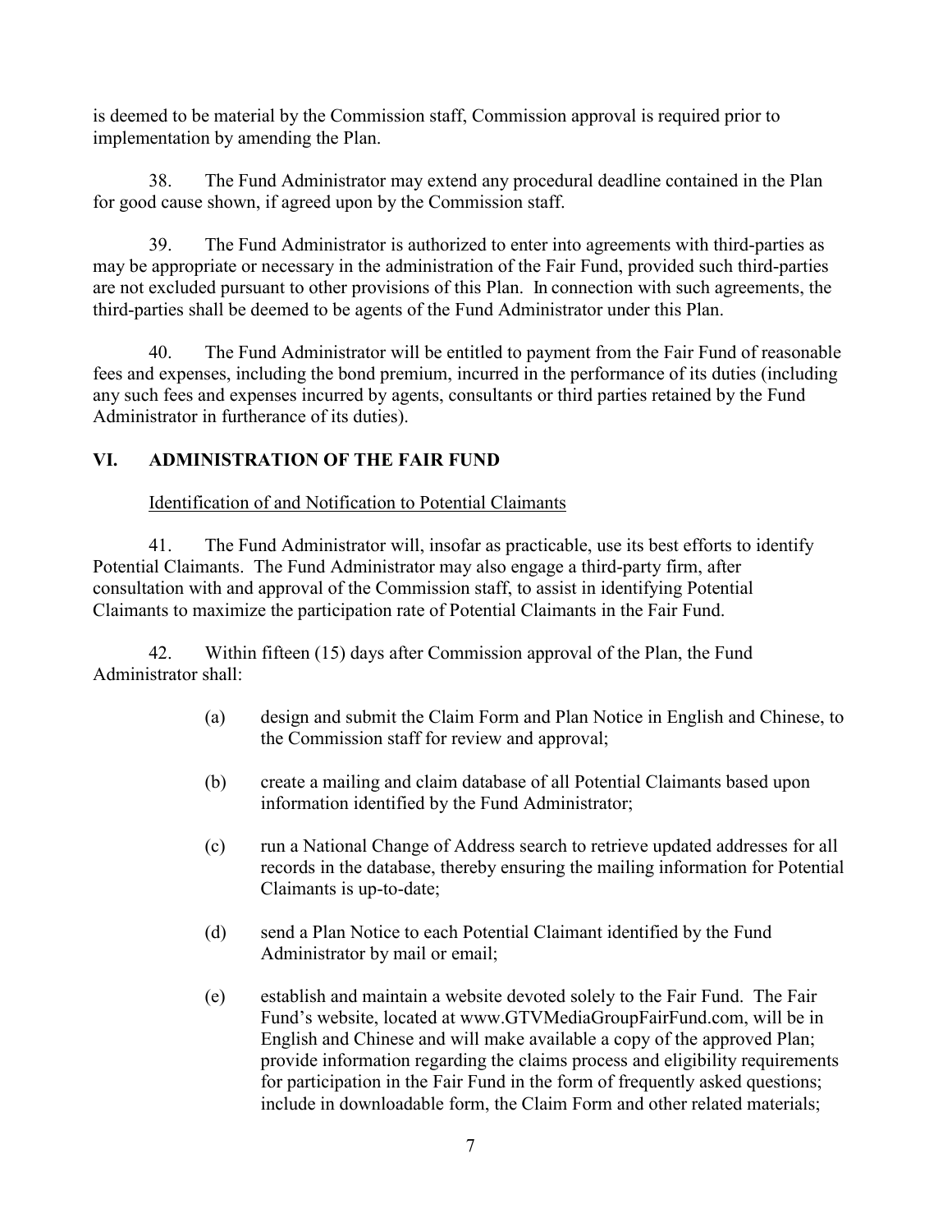is deemed to be material by the Commission staff, Commission approval is required prior to implementation by amending the Plan.

38. The Fund Administrator may extend any procedural deadline contained in the Plan for good cause shown, if agreed upon by the Commission staff.

39. The Fund Administrator is authorized to enter into agreements with third-parties as may be appropriate or necessary in the administration of the Fair Fund, provided such third-parties are not excluded pursuant to other provisions of this Plan. In connection with such agreements, the third-parties shall be deemed to be agents of the Fund Administrator under this Plan.

40. The Fund Administrator will be entitled to payment from the Fair Fund of reasonable fees and expenses, including the bond premium, incurred in the performance of its duties (including any such fees and expenses incurred by agents, consultants or third parties retained by the Fund Administrator in furtherance of its duties).

## VI. ADMINISTRATION OF THE FAIR FUND

Identification of and Notification to Potential Claimants

41. The Fund Administrator will, insofar as practicable, use its best efforts to identify Potential Claimants. The Fund Administrator may also engage a third-party firm, after consultation with and approval of the Commission staff, to assist in identifying Potential Claimants to maximize the participation rate of Potential Claimants in the Fair Fund.

42. Within fifteen (15) days after Commission approval of the Plan, the Fund Administrator shall:

(a) design and submit the Claim Form and Plan Notice in English and Chinese, to the Commission staff for review and approval;

(b) create a mailing and claim database of all Potential Claimants based upon information identified by the Fund Administrator;

(c) run a National Change of Address search to retrieve updated addresses for all records in the database, thereby ensuring the mailing information for Potential Claimants is up-to-date;

(d) send a Plan Notice to each Potential Claimant identified by the Fund Administrator by mail or email;

(e) establish and maintain a website devoted solely to the Fair Fund. The Fair Fund's website, located at www.GTVMediaGroupFairFund.com, will be in English and Chinese and will make available a copy of the approved Plan; provide information regarding the claims process and eligibility requirements for participation in the Fair Fund in the form of frequently asked questions; include in downloadable form, the Claim Form and other related materials;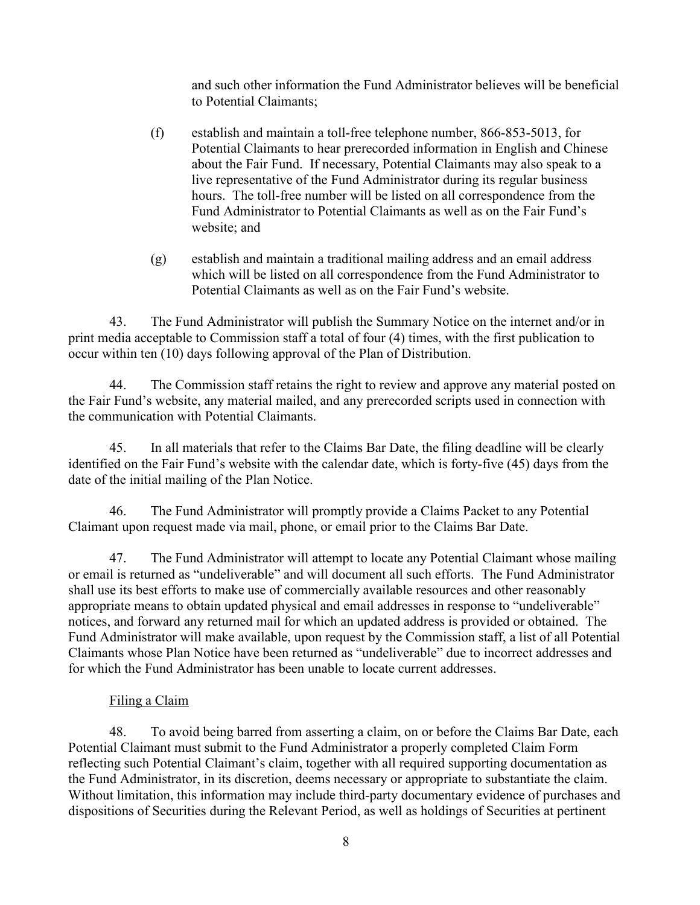and such other information the Fund Administrator believes will be beneficial to Potential Claimants;

(f) establish and maintain a toll-free telephone number, 866-853-5013, for Potential Claimants to hear prerecorded information in English and Chinese about the Fair Fund. If necessary, Potential Claimants may also speak to a live representative of the Fund Administrator during its regular business hours. The toll-free number will be listed on all correspondence from the Fund Administrator to Potential Claimants as well as on the Fair Fund's website; and

(g) establish and maintain a traditional mailing address and an email address which will be listed on all correspondence from the Fund Administrator to Potential Claimants as well as on the Fair Fund's website.

43. The Fund Administrator will publish the Summary Notice on the internet and/or in print media acceptable to Commission staff a total of four (4) times, with the first publication to occur within ten (10) days following approval of the Plan of Distribution.

44. The Commission staff retains the right to review and approve any material posted on the Fair Fund's website, any material mailed, and any prerecorded scripts used in connection with the communication with Potential Claimants.

45. In all materials that refer to the Claims Bar Date, the filing deadline will be clearly identified on the Fair Fund's website with the calendar date, which is forty-five (45) days from the date of the initial mailing of the Plan Notice.

46. The Fund Administrator will promptly provide a Claims Packet to any Potential Claimant upon request made via mail, phone, or email prior to the Claims Bar Date.

47. The Fund Administrator will attempt to locate any Potential Claimant whose mailing or email is returned as "undeliverable" and will document all such efforts. The Fund Administrator shall use its best efforts to make use of commercially available resources and other reasonably appropriate means to obtain updated physical and email addresses in response to "undeliverable" notices, and forward any returned mail for which an updated address is provided or obtained. The Fund Administrator will make available, upon request by the Commission staff, a list of all Potential Claimants whose Plan Notice have been returned as "undeliverable" due to incorrect addresses and for which the Fund Administrator has been unable to locate current addresses.

Filing a Claim

48. To avoid being barred from asserting a claim, on or before the Claims Bar Date, each Potential Claimant must submit to the Fund Administrator a properly completed Claim Form reflecting such Potential Claimant's claim, together with all required supporting documentation as the Fund Administrator, in its discretion, deems necessary or appropriate to substantiate the claim. Without limitation, this information may include third-party documentary evidence of purchases and dispositions of Securities during the Relevant Period, as well as holdings of Securities at pertinent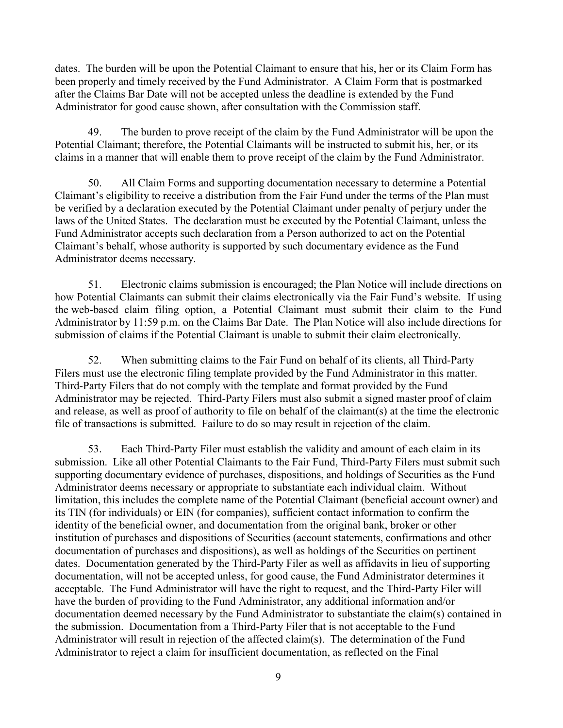dates. The burden will be upon the Potential Claimant to ensure that his, her or its Claim Form has been properly and timely received by the Fund Administrator. A Claim Form that is postmarked after the Claims Bar Date will not be accepted unless the deadline is extended by the Fund Administrator for good cause shown, after consultation with the Commission staff.

49. The burden to prove receipt of the claim by the Fund Administrator will be upon the Potential Claimant; therefore, the Potential Claimants will be instructed to submit his, her, or its claims in a manner that will enable them to prove receipt of the claim by the Fund Administrator.

50. All Claim Forms and supporting documentation necessary to determine a Potential Claimant's eligibility to receive a distribution from the Fair Fund under the terms of the Plan must be verified by a declaration executed by the Potential Claimant under penalty of perjury under the laws of the United States. The declaration must be executed by the Potential Claimant, unless the Fund Administrator accepts such declaration from a Person authorized to act on the Potential Claimant's behalf, whose authority is supported by such documentary evidence as the Fund Administrator deems necessary.

51. Electronic claims submission is encouraged; the Plan Notice will include directions on how Potential Claimants can submit their claims electronically via the Fair Fund's website. If using the web-based claim filing option, a Potential Claimant must submit their claim to the Fund Administrator by 11:59 p.m. on the Claims Bar Date. The Plan Notice will also include directions for submission of claims if the Potential Claimant is unable to submit their claim electronically.

52. When submitting claims to the Fair Fund on behalf of its clients, all Third-Party Filers must use the electronic filing template provided by the Fund Administrator in this matter. Third-Party Filers that do not comply with the template and format provided by the Fund Administrator may be rejected. Third-Party Filers must also submit a signed master proof of claim and release, as well as proof of authority to file on behalf of the claimant(s) at the time the electronic file of transactions is submitted. Failure to do so may result in rejection of the claim.

53. Each Third-Party Filer must establish the validity and amount of each claim in its submission. Like all other Potential Claimants to the Fair Fund, Third-Party Filers must submit such supporting documentary evidence of purchases, dispositions, and holdings of Securities as the Fund Administrator deems necessary or appropriate to substantiate each individual claim. Without limitation, this includes the complete name of the Potential Claimant (beneficial account owner) and its TIN (for individuals) or EIN (for companies), sufficient contact information to confirm the identity of the beneficial owner, and documentation from the original bank, broker or other institution of purchases and dispositions of Securities (account statements, confirmations and other documentation of purchases and dispositions), as well as holdings of the Securities on pertinent dates. Documentation generated by the Third-Party Filer as well as affidavits in lieu of supporting documentation, will not be accepted unless, for good cause, the Fund Administrator determines it acceptable. The Fund Administrator will have the right to request, and the Third-Party Filer will have the burden of providing to the Fund Administrator, any additional information and/or documentation deemed necessary by the Fund Administrator to substantiate the claim(s) contained in the submission. Documentation from a Third-Party Filer that is not acceptable to the Fund Administrator will result in rejection of the affected claim(s). The determination of the Fund Administrator to reject a claim for insufficient documentation, as reflected on the Final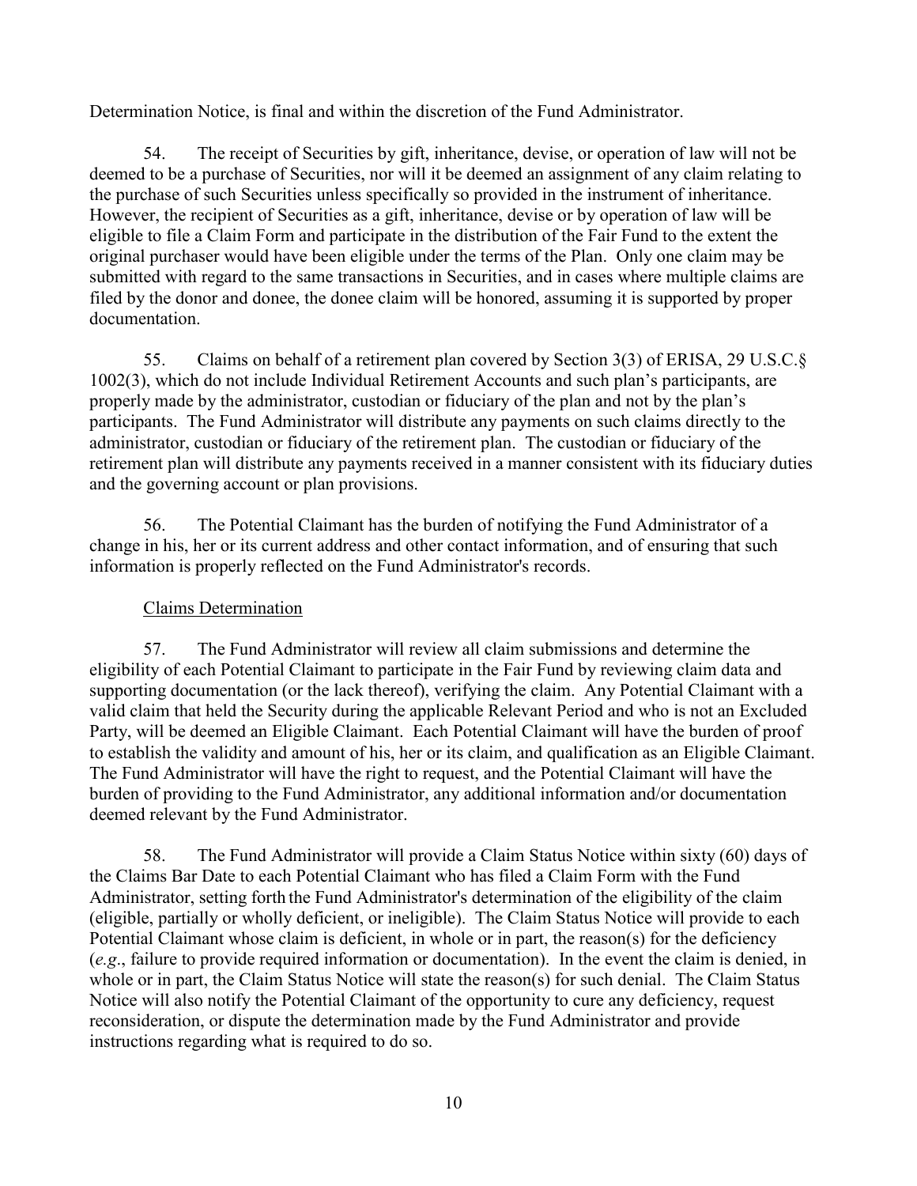Determination Notice, is final and within the discretion of the Fund Administrator.

54. The receipt of Securities by gift, inheritance, devise, or operation of law will not be deemed to be a purchase of Securities, nor will it be deemed an assignment of any claim relating to the purchase of such Securities unless specifically so provided in the instrument of inheritance. However, the recipient of Securities as a gift, inheritance, devise or by operation of law will be eligible to file a Claim Form and participate in the distribution of the Fair Fund to the extent the original purchaser would have been eligible under the terms of the Plan. Only one claim may be submitted with regard to the same transactions in Securities, and in cases where multiple claims are filed by the donor and donee, the donee claim will be honored, assuming it is supported by proper documentation.

55. Claims on behalf of a retirement plan covered by Section 3(3) of ERISA, 29 U.S.C.§ 1002(3), which do not include Individual Retirement Accounts and such plan's participants, are properly made by the administrator, custodian or fiduciary of the plan and not by the plan's participants. The Fund Administrator will distribute any payments on such claims directly to the administrator, custodian or fiduciary of the retirement plan. The custodian or fiduciary of the retirement plan will distribute any payments received in a manner consistent with its fiduciary duties and the governing account or plan provisions.

56. The Potential Claimant has the burden of notifying the Fund Administrator of a change in his, her or its current address and other contact information, and of ensuring that such information is properly reflected on the Fund Administrator's records.

Claims Determination

57. The Fund Administrator will review all claim submissions and determine the eligibility of each Potential Claimant to participate in the Fair Fund by reviewing claim data and supporting documentation (or the lack thereof), verifying the claim. Any Potential Claimant with a valid claim that held the Security during the applicable Relevant Period and who is not an Excluded Party, will be deemed an Eligible Claimant. Each Potential Claimant will have the burden of proof to establish the validity and amount of his, her or its claim, and qualification as an Eligible Claimant. The Fund Administrator will have the right to request, and the Potential Claimant will have the burden of providing to the Fund Administrator, any additional information and/or documentation deemed relevant by the Fund Administrator.

58. The Fund Administrator will provide a Claim Status Notice within sixty (60) days of the Claims Bar Date to each Potential Claimant who has filed a Claim Form with the Fund Administrator, setting forth the Fund Administrator's determination of the eligibility of the claim (eligible, partially or wholly deficient, or ineligible). The Claim Status Notice will provide to each Potential Claimant whose claim is deficient, in whole or in part, the reason(s) for the deficiency (*e.g*., failure to provide required information or documentation). In the event the claim is denied, in whole or in part, the Claim Status Notice will state the reason(s) for such denial. The Claim Status Notice will also notify the Potential Claimant of the opportunity to cure any deficiency, request reconsideration, or dispute the determination made by the Fund Administrator and provide instructions regarding what is required to do so.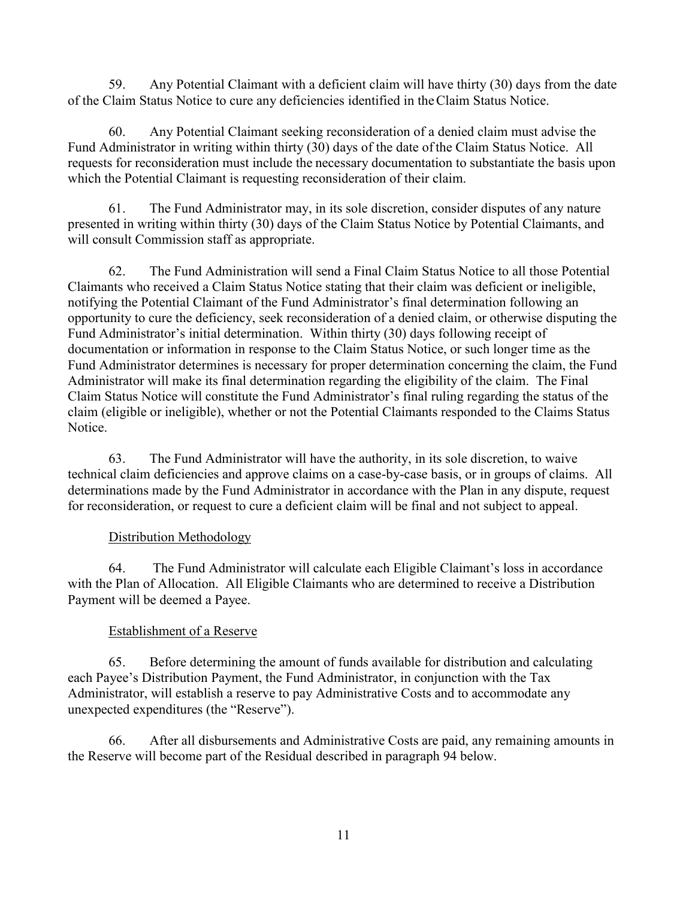59. Any Potential Claimant with a deficient claim will have thirty (30) days from the date of the Claim Status Notice to cure any deficiencies identified in the Claim Status Notice.

60. Any Potential Claimant seeking reconsideration of a denied claim must advise the Fund Administrator in writing within thirty (30) days of the date of the Claim Status Notice. All requests for reconsideration must include the necessary documentation to substantiate the basis upon which the Potential Claimant is requesting reconsideration of their claim.

61. The Fund Administrator may, in its sole discretion, consider disputes of any nature presented in writing within thirty (30) days of the Claim Status Notice by Potential Claimants, and will consult Commission staff as appropriate.

62. The Fund Administration will send a Final Claim Status Notice to all those Potential Claimants who received a Claim Status Notice stating that their claim was deficient or ineligible, notifying the Potential Claimant of the Fund Administrator's final determination following an opportunity to cure the deficiency, seek reconsideration of a denied claim, or otherwise disputing the Fund Administrator's initial determination. Within thirty (30) days following receipt of documentation or information in response to the Claim Status Notice, or such longer time as the Fund Administrator determines is necessary for proper determination concerning the claim, the Fund Administrator will make its final determination regarding the eligibility of the claim. The Final Claim Status Notice will constitute the Fund Administrator's final ruling regarding the status of the claim (eligible or ineligible), whether or not the Potential Claimants responded to the Claims Status Notice.

63. The Fund Administrator will have the authority, in its sole discretion, to waive technical claim deficiencies and approve claims on a case-by-case basis, or in groups of claims. All determinations made by the Fund Administrator in accordance with the Plan in any dispute, request for reconsideration, or request to cure a deficient claim will be final and not subject to appeal.

Distribution Methodology

64. The Fund Administrator will calculate each Eligible Claimant's loss in accordance with the Plan of Allocation. All Eligible Claimants who are determined to receive a Distribution Payment will be deemed a Payee.

Establishment of a Reserve

65. Before determining the amount of funds available for distribution and calculating each Payee's Distribution Payment, the Fund Administrator, in conjunction with the Tax Administrator, will establish a reserve to pay Administrative Costs and to accommodate any unexpected expenditures (the "Reserve").

66. After all disbursements and Administrative Costs are paid, any remaining amounts in the Reserve will become part of the Residual described in paragraph 94 below.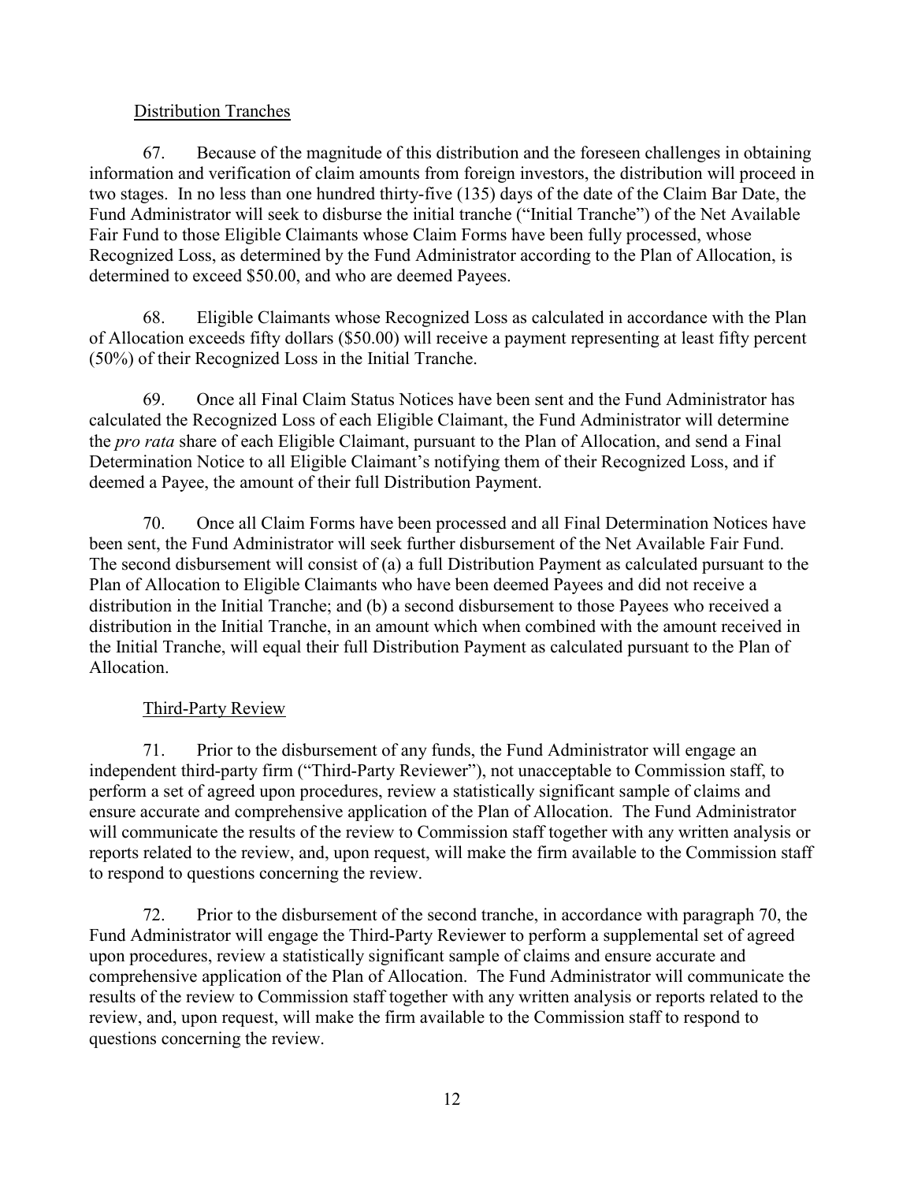Distribution Tranches

67. Because of the magnitude of this distribution and the foreseen challenges in obtaining information and verification of claim amounts from foreign investors, the distribution will proceed in two stages. In no less than one hundred thirty-five (135) days of the date of the Claim Bar Date, the Fund Administrator will seek to disburse the initial tranche ("Initial Tranche") of the Net Available Fair Fund to those Eligible Claimants whose Claim Forms have been fully processed, whose Recognized Loss, as determined by the Fund Administrator according to the Plan of Allocation, is determined to exceed $50.00, and who are deemed Payees.

68. Eligible Claimants whose Recognized Loss as calculated in accordance with the Plan of Allocation exceeds fifty dollars ($50.00) will receive a payment representing at least fifty percent (50%) of their Recognized Loss in the Initial Tranche.

69. Once all Final Claim Status Notices have been sent and the Fund Administrator has calculated the Recognized Loss of each Eligible Claimant, the Fund Administrator will determine the *pro rata* share of each Eligible Claimant, pursuant to the Plan of Allocation, and send a Final Determination Notice to all Eligible Claimant's notifying them of their Recognized Loss, and if deemed a Payee, the amount of their full Distribution Payment.

70. Once all Claim Forms have been processed and all Final Determination Notices have been sent, the Fund Administrator will seek further disbursement of the Net Available Fair Fund. The second disbursement will consist of (a) a full Distribution Payment as calculated pursuant to the Plan of Allocation to Eligible Claimants who have been deemed Payees and did not receive a distribution in the Initial Tranche; and (b) a second disbursement to those Payees who received a distribution in the Initial Tranche, in an amount which when combined with the amount received in the Initial Tranche, will equal their full Distribution Payment as calculated pursuant to the Plan of Allocation.

Third-Party Review

71. Prior to the disbursement of any funds, the Fund Administrator will engage an independent third-party firm ("Third-Party Reviewer"), not unacceptable to Commission staff, to perform a set of agreed upon procedures, review a statistically significant sample of claims and ensure accurate and comprehensive application of the Plan of Allocation. The Fund Administrator will communicate the results of the review to Commission staff together with any written analysis or reports related to the review, and, upon request, will make the firm available to the Commission staff to respond to questions concerning the review.

72. Prior to the disbursement of the second tranche, in accordance with paragraph 70, the Fund Administrator will engage the Third-Party Reviewer to perform a supplemental set of agreed upon procedures, review a statistically significant sample of claims and ensure accurate and comprehensive application of the Plan of Allocation. The Fund Administrator will communicate the results of the review to Commission staff together with any written analysis or reports related to the review, and, upon request, will make the firm available to the Commission staff to respond to questions concerning the review.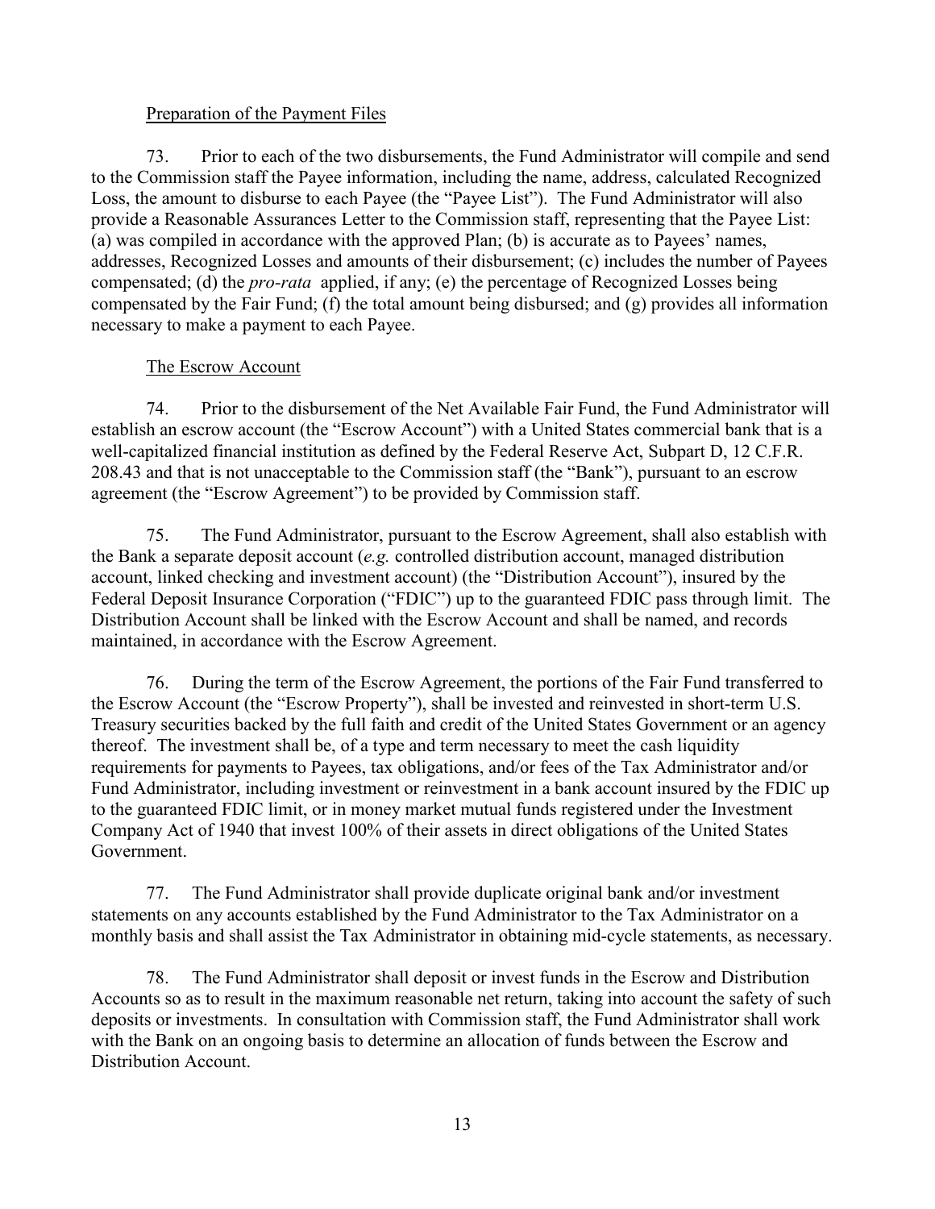Preparation of the Payment Files

73. Prior to each of the two disbursements, the Fund Administrator will compile and send to the Commission staff the Payee information, including the name, address, calculated Recognized Loss, the amount to disburse to each Payee (the "Payee List"). The Fund Administrator will also provide a Reasonable Assurances Letter to the Commission staff, representing that the Payee List: (a) was compiled in accordance with the approved Plan; (b) is accurate as to Payees' names, addresses, Recognized Losses and amounts of their disbursement; (c) includes the number of Payees compensated; (d) the *pro-rata* applied, if any; (e) the percentage of Recognized Losses being compensated by the Fair Fund; (f) the total amount being disbursed; and (g) provides all information necessary to make a payment to each Payee.

The Escrow Account

74. Prior to the disbursement of the Net Available Fair Fund, the Fund Administrator will establish an escrow account (the "Escrow Account") with a United States commercial bank that is a well-capitalized financial institution as defined by the Federal Reserve Act, Subpart D, 12 C.F.R. 208.43 and that is not unacceptable to the Commission staff (the "Bank"), pursuant to an escrow agreement (the "Escrow Agreement") to be provided by Commission staff.

75. The Fund Administrator, pursuant to the Escrow Agreement, shall also establish with the Bank a separate deposit account (*e.g.* controlled distribution account, managed distribution account, linked checking and investment account) (the "Distribution Account"), insured by the Federal Deposit Insurance Corporation ("FDIC") up to the guaranteed FDIC pass through limit. The Distribution Account shall be linked with the Escrow Account and shall be named, and records maintained, in accordance with the Escrow Agreement.

76. During the term of the Escrow Agreement, the portions of the Fair Fund transferred to the Escrow Account (the "Escrow Property"), shall be invested and reinvested in short-term U.S. Treasury securities backed by the full faith and credit of the United States Government or an agency thereof. The investment shall be, of a type and term necessary to meet the cash liquidity requirements for payments to Payees, tax obligations, and/or fees of the Tax Administrator and/or Fund Administrator, including investment or reinvestment in a bank account insured by the FDIC up to the guaranteed FDIC limit, or in money market mutual funds registered under the Investment Company Act of 1940 that invest 100% of their assets in direct obligations of the United States Government.

77. The Fund Administrator shall provide duplicate original bank and/or investment statements on any accounts established by the Fund Administrator to the Tax Administrator on a monthly basis and shall assist the Tax Administrator in obtaining mid-cycle statements, as necessary.

78. The Fund Administrator shall deposit or invest funds in the Escrow and Distribution Accounts so as to result in the maximum reasonable net return, taking into account the safety of such deposits or investments. In consultation with Commission staff, the Fund Administrator shall work with the Bank on an ongoing basis to determine an allocation of funds between the Escrow and Distribution Account.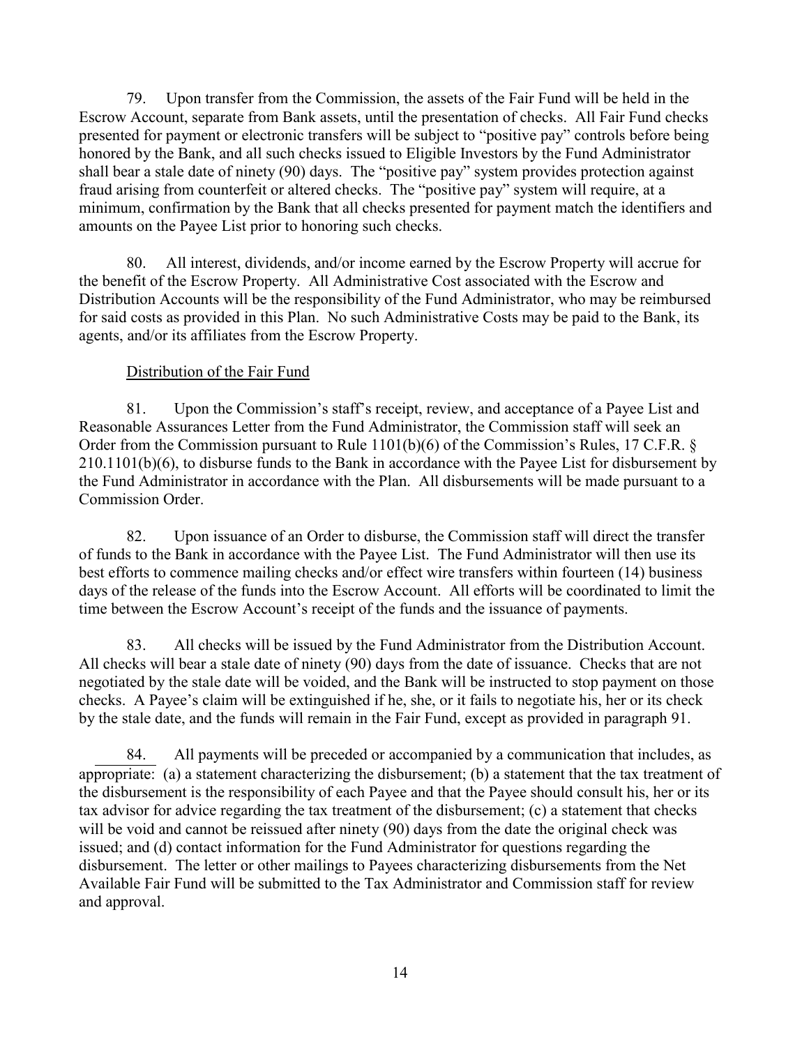79. Upon transfer from the Commission, the assets of the Fair Fund will be held in the Escrow Account, separate from Bank assets, until the presentation of checks. All Fair Fund checks presented for payment or electronic transfers will be subject to "positive pay" controls before being honored by the Bank, and all such checks issued to Eligible Investors by the Fund Administrator shall bear a stale date of ninety (90) days. The "positive pay" system provides protection against fraud arising from counterfeit or altered checks. The "positive pay" system will require, at a minimum, confirmation by the Bank that all checks presented for payment match the identifiers and amounts on the Payee List prior to honoring such checks.

80. All interest, dividends, and/or income earned by the Escrow Property will accrue for the benefit of the Escrow Property. All Administrative Cost associated with the Escrow and Distribution Accounts will be the responsibility of the Fund Administrator, who may be reimbursed for said costs as provided in this Plan. No such Administrative Costs may be paid to the Bank, its agents, and/or its affiliates from the Escrow Property.

## Distribution of the Fair Fund

81. Upon the Commission's staff's receipt, review, and acceptance of a Payee List and Reasonable Assurances Letter from the Fund Administrator, the Commission staff will seek an Order from the Commission pursuant to Rule 1101(b)(6) of the Commission's Rules, 17 C.F.R. § 210.1101(b)(6), to disburse funds to the Bank in accordance with the Payee List for disbursement by the Fund Administrator in accordance with the Plan. All disbursements will be made pursuant to a Commission Order.

82. Upon issuance of an Order to disburse, the Commission staff will direct the transfer of funds to the Bank in accordance with the Payee List. The Fund Administrator will then use its best efforts to commence mailing checks and/or effect wire transfers within fourteen (14) business days of the release of the funds into the Escrow Account. All efforts will be coordinated to limit the time between the Escrow Account's receipt of the funds and the issuance of payments.

83. All checks will be issued by the Fund Administrator from the Distribution Account. All checks will bear a stale date of ninety (90) days from the date of issuance. Checks that are not negotiated by the stale date will be voided, and the Bank will be instructed to stop payment on those checks. A Payee's claim will be extinguished if he, she, or it fails to negotiate his, her or its check by the stale date, and the funds will remain in the Fair Fund, except as provided in paragraph 91.

84. All payments will be preceded or accompanied by a communication that includes, as appropriate: (a) a statement characterizing the disbursement; (b) a statement that the tax treatment of the disbursement is the responsibility of each Payee and that the Payee should consult his, her or its tax advisor for advice regarding the tax treatment of the disbursement; (c) a statement that checks will be void and cannot be reissued after ninety (90) days from the date the original check was issued; and (d) contact information for the Fund Administrator for questions regarding the disbursement. The letter or other mailings to Payees characterizing disbursements from the Net Available Fair Fund will be submitted to the Tax Administrator and Commission staff for review and approval.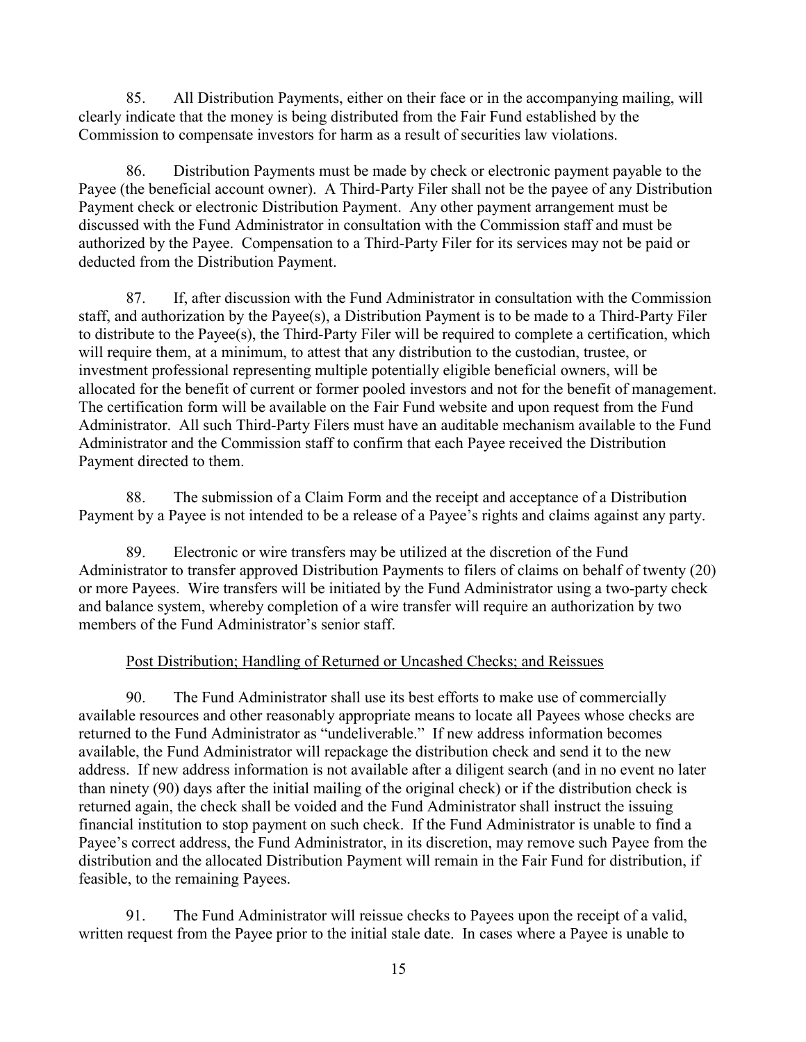85. All Distribution Payments, either on their face or in the accompanying mailing, will clearly indicate that the money is being distributed from the Fair Fund established by the Commission to compensate investors for harm as a result of securities law violations.

86. Distribution Payments must be made by check or electronic payment payable to the Payee (the beneficial account owner). A Third-Party Filer shall not be the payee of any Distribution Payment check or electronic Distribution Payment. Any other payment arrangement must be discussed with the Fund Administrator in consultation with the Commission staff and must be authorized by the Payee. Compensation to a Third-Party Filer for its services may not be paid or deducted from the Distribution Payment.

87. If, after discussion with the Fund Administrator in consultation with the Commission staff, and authorization by the Payee(s), a Distribution Payment is to be made to a Third-Party Filer to distribute to the Payee(s), the Third-Party Filer will be required to complete a certification, which will require them, at a minimum, to attest that any distribution to the custodian, trustee, or investment professional representing multiple potentially eligible beneficial owners, will be allocated for the benefit of current or former pooled investors and not for the benefit of management. The certification form will be available on the Fair Fund website and upon request from the Fund Administrator. All such Third-Party Filers must have an auditable mechanism available to the Fund Administrator and the Commission staff to confirm that each Payee received the Distribution Payment directed to them.

88. The submission of a Claim Form and the receipt and acceptance of a Distribution Payment by a Payee is not intended to be a release of a Payee's rights and claims against any party.

89. Electronic or wire transfers may be utilized at the discretion of the Fund Administrator to transfer approved Distribution Payments to filers of claims on behalf of twenty (20) or more Payees. Wire transfers will be initiated by the Fund Administrator using a two-party check and balance system, whereby completion of a wire transfer will require an authorization by two members of the Fund Administrator's senior staff.

<u>Post Distribution; Handling of Returned or Uncashed Checks; and Reissues</u>

90. The Fund Administrator shall use its best efforts to make use of commercially available resources and other reasonably appropriate means to locate all Payees whose checks are returned to the Fund Administrator as "undeliverable." If new address information becomes available, the Fund Administrator will repackage the distribution check and send it to the new address. If new address information is not available after a diligent search (and in no event no later than ninety (90) days after the initial mailing of the original check) or if the distribution check is returned again, the check shall be voided and the Fund Administrator shall instruct the issuing financial institution to stop payment on such check. If the Fund Administrator is unable to find a Payee's correct address, the Fund Administrator, in its discretion, may remove such Payee from the distribution and the allocated Distribution Payment will remain in the Fair Fund for distribution, if feasible, to the remaining Payees.

91. The Fund Administrator will reissue checks to Payees upon the receipt of a valid, written request from the Payee prior to the initial stale date. In cases where a Payee is unable to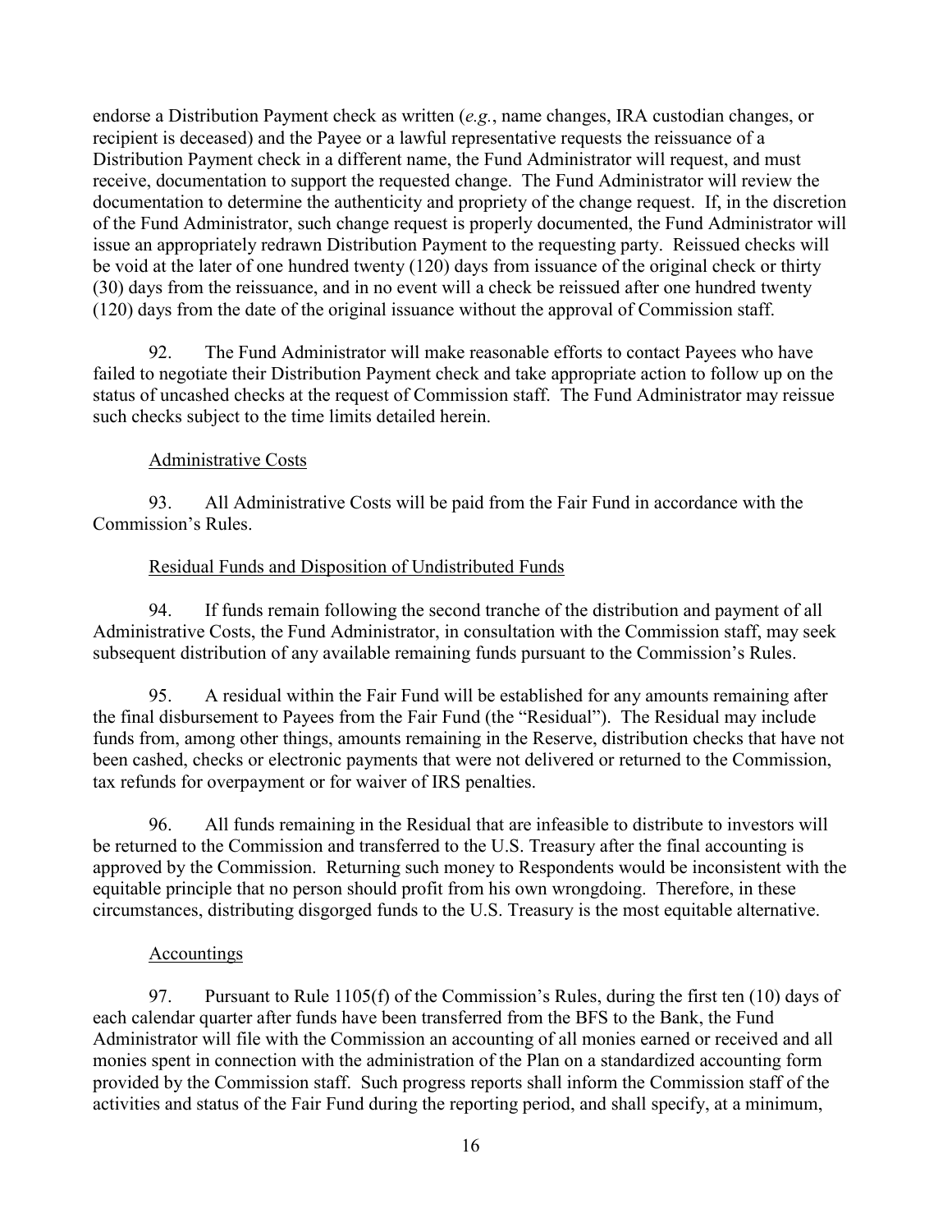endorse a Distribution Payment check as written (*e.g.*, name changes, IRA custodian changes, or recipient is deceased) and the Payee or a lawful representative requests the reissuance of a Distribution Payment check in a different name, the Fund Administrator will request, and must receive, documentation to support the requested change. The Fund Administrator will review the documentation to determine the authenticity and propriety of the change request. If, in the discretion of the Fund Administrator, such change request is properly documented, the Fund Administrator will issue an appropriately redrawn Distribution Payment to the requesting party. Reissued checks will be void at the later of one hundred twenty (120) days from issuance of the original check or thirty (30) days from the reissuance, and in no event will a check be reissued after one hundred twenty (120) days from the date of the original issuance without the approval of Commission staff.

92. The Fund Administrator will make reasonable efforts to contact Payees who have failed to negotiate their Distribution Payment check and take appropriate action to follow up on the status of uncashed checks at the request of Commission staff. The Fund Administrator may reissue such checks subject to the time limits detailed herein.

Administrative Costs

93. All Administrative Costs will be paid from the Fair Fund in accordance with the Commission's Rules.

Residual Funds and Disposition of Undistributed Funds

94. If funds remain following the second tranche of the distribution and payment of all Administrative Costs, the Fund Administrator, in consultation with the Commission staff, may seek subsequent distribution of any available remaining funds pursuant to the Commission's Rules.

95. A residual within the Fair Fund will be established for any amounts remaining after the final disbursement to Payees from the Fair Fund (the "Residual"). The Residual may include funds from, among other things, amounts remaining in the Reserve, distribution checks that have not been cashed, checks or electronic payments that were not delivered or returned to the Commission, tax refunds for overpayment or for waiver of IRS penalties.

96. All funds remaining in the Residual that are infeasible to distribute to investors will be returned to the Commission and transferred to the U.S. Treasury after the final accounting is approved by the Commission. Returning such money to Respondents would be inconsistent with the equitable principle that no person should profit from his own wrongdoing. Therefore, in these circumstances, distributing disgorged funds to the U.S. Treasury is the most equitable alternative.

Accountings

97. Pursuant to Rule 1105(f) of the Commission's Rules, during the first ten (10) days of each calendar quarter after funds have been transferred from the BFS to the Bank, the Fund Administrator will file with the Commission an accounting of all monies earned or received and all monies spent in connection with the administration of the Plan on a standardized accounting form provided by the Commission staff. Such progress reports shall inform the Commission staff of the activities and status of the Fair Fund during the reporting period, and shall specify, at a minimum,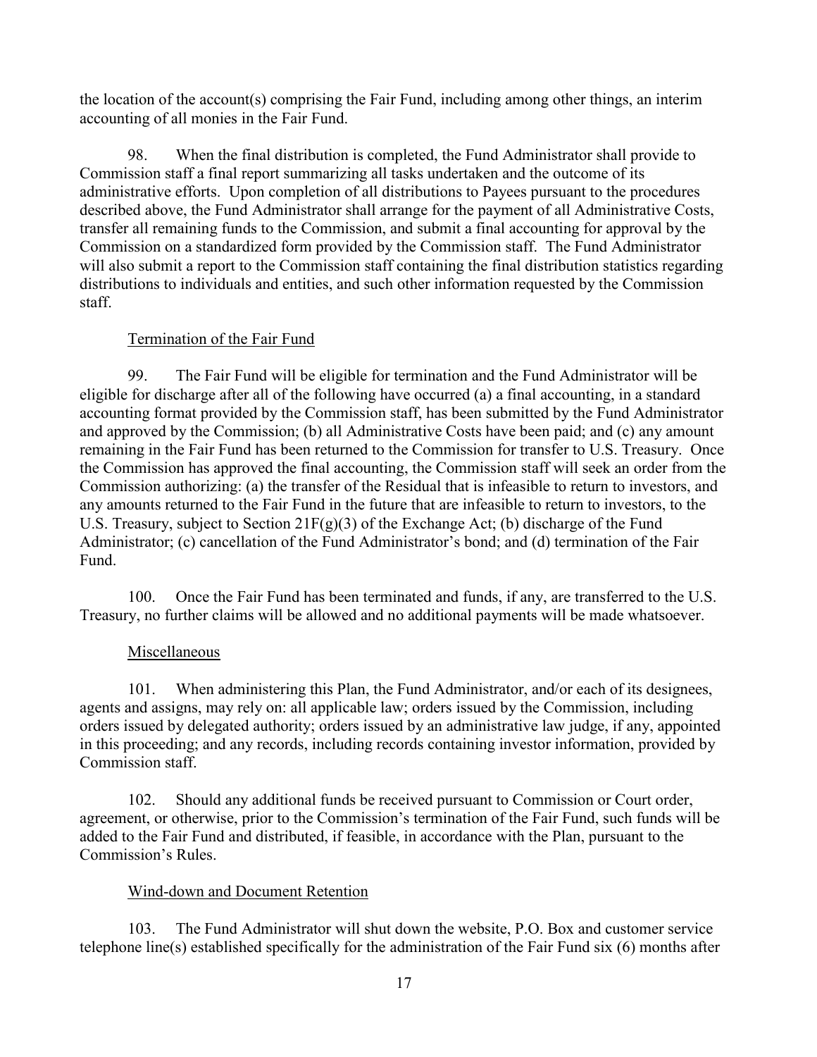the location of the account(s) comprising the Fair Fund, including among other things, an interim accounting of all monies in the Fair Fund.

98. When the final distribution is completed, the Fund Administrator shall provide to Commission staff a final report summarizing all tasks undertaken and the outcome of its administrative efforts. Upon completion of all distributions to Payees pursuant to the procedures described above, the Fund Administrator shall arrange for the payment of all Administrative Costs, transfer all remaining funds to the Commission, and submit a final accounting for approval by the Commission on a standardized form provided by the Commission staff. The Fund Administrator will also submit a report to the Commission staff containing the final distribution statistics regarding distributions to individuals and entities, and such other information requested by the Commission staff.

<u>Termination of the Fair Fund</u>

99. The Fair Fund will be eligible for termination and the Fund Administrator will be eligible for discharge after all of the following have occurred (a) a final accounting, in a standard accounting format provided by the Commission staff, has been submitted by the Fund Administrator and approved by the Commission; (b) all Administrative Costs have been paid; and (c) any amount remaining in the Fair Fund has been returned to the Commission for transfer to U.S. Treasury. Once the Commission has approved the final accounting, the Commission staff will seek an order from the Commission authorizing: (a) the transfer of the Residual that is infeasible to return to investors, and any amounts returned to the Fair Fund in the future that are infeasible to return to investors, to the U.S. Treasury, subject to Section 21F(g)(3) of the Exchange Act; (b) discharge of the Fund Administrator; (c) cancellation of the Fund Administrator's bond; and (d) termination of the Fair Fund.

100. Once the Fair Fund has been terminated and funds, if any, are transferred to the U.S. Treasury, no further claims will be allowed and no additional payments will be made whatsoever.

<u>Miscellaneous</u>

101. When administering this Plan, the Fund Administrator, and/or each of its designees, agents and assigns, may rely on: all applicable law; orders issued by the Commission, including orders issued by delegated authority; orders issued by an administrative law judge, if any, appointed in this proceeding; and any records, including records containing investor information, provided by Commission staff.

102. Should any additional funds be received pursuant to Commission or Court order, agreement, or otherwise, prior to the Commission's termination of the Fair Fund, such funds will be added to the Fair Fund and distributed, if feasible, in accordance with the Plan, pursuant to the Commission's Rules.

<u>Wind-down and Document Retention</u>

103. The Fund Administrator will shut down the website, P.O. Box and customer service telephone line(s) established specifically for the administration of the Fair Fund six (6) months after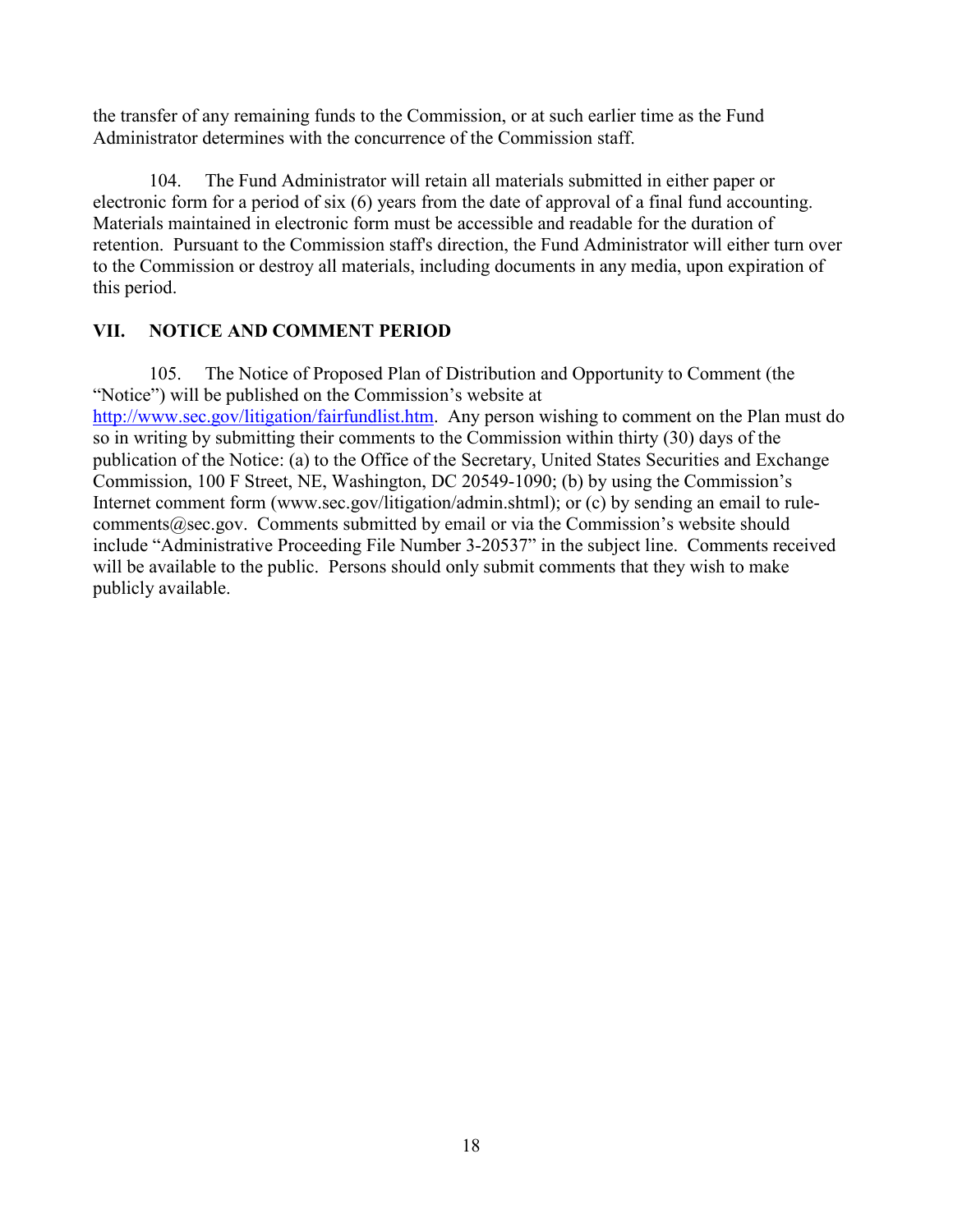the transfer of any remaining funds to the Commission, or at such earlier time as the Fund Administrator determines with the concurrence of the Commission staff.

104. The Fund Administrator will retain all materials submitted in either paper or electronic form for a period of six (6) years from the date of approval of a final fund accounting. Materials maintained in electronic form must be accessible and readable for the duration of retention. Pursuant to the Commission staff's direction, the Fund Administrator will either turn over to the Commission or destroy all materials, including documents in any media, upon expiration of this period.

## VII. NOTICE AND COMMENT PERIOD

105. The Notice of Proposed Plan of Distribution and Opportunity to Comment (the "Notice") will be published on the Commission's website at http://www.sec.gov/litigation/fairfundlist.htm. Any person wishing to comment on the Plan must do so in writing by submitting their comments to the Commission within thirty (30) days of the publication of the Notice: (a) to the Office of the Secretary, United States Securities and Exchange Commission, 100 F Street, NE, Washington, DC 20549-1090; (b) by using the Commission's Internet comment form (www.sec.gov/litigation/admin.shtml); or (c) by sending an email to rule-comments@sec.gov. Comments submitted by email or via the Commission's website should include "Administrative Proceeding File Number 3-20537" in the subject line. Comments received will be available to the public. Persons should only submit comments that they wish to make publicly available.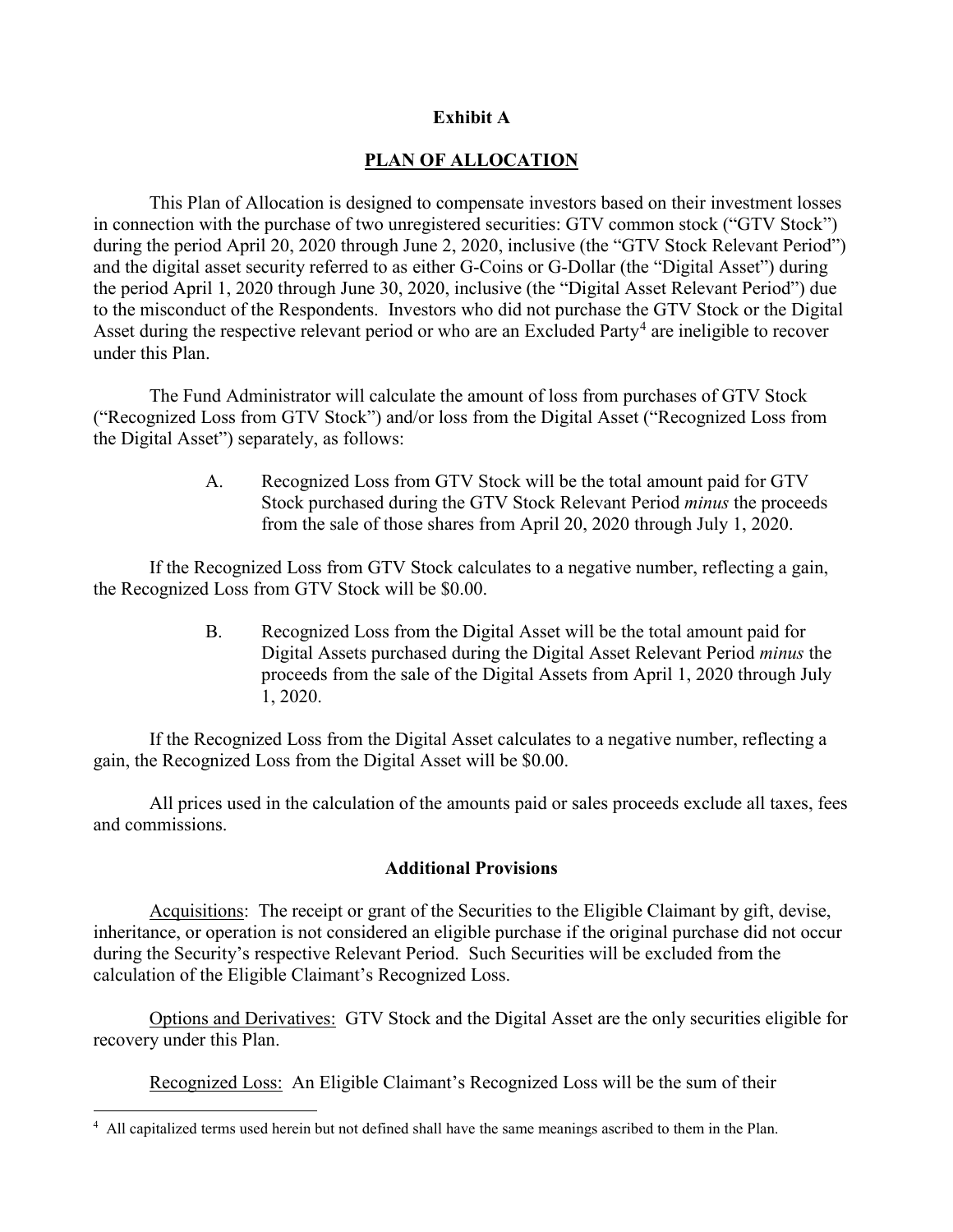**Exhibit A**

**PLAN OF ALLOCATION**

This Plan of Allocation is designed to compensate investors based on their investment losses in connection with the purchase of two unregistered securities: GTV common stock ("GTV Stock") during the period April 20, 2020 through June 2, 2020, inclusive (the "GTV Stock Relevant Period") and the digital asset security referred to as either G-Coins or G-Dollar (the "Digital Asset") during the period April 1, 2020 through June 30, 2020, inclusive (the "Digital Asset Relevant Period") due to the misconduct of the Respondents. Investors who did not purchase the GTV Stock or the Digital Asset during the respective relevant period or who are an Excluded Party[4] are ineligible to recover under this Plan.

The Fund Administrator will calculate the amount of loss from purchases of GTV Stock ("Recognized Loss from GTV Stock") and/or loss from the Digital Asset ("Recognized Loss from the Digital Asset") separately, as follows:

> A. Recognized Loss from GTV Stock will be the total amount paid for GTV Stock purchased during the GTV Stock Relevant Period *minus* the proceeds from the sale of those shares from April 20, 2020 through July 1, 2020.

If the Recognized Loss from GTV Stock calculates to a negative number, reflecting a gain, the Recognized Loss from GTV Stock will be $0.00.

> B. Recognized Loss from the Digital Asset will be the total amount paid for Digital Assets purchased during the Digital Asset Relevant Period *minus* the proceeds from the sale of the Digital Assets from April 1, 2020 through July 1, 2020.

If the Recognized Loss from the Digital Asset calculates to a negative number, reflecting a gain, the Recognized Loss from the Digital Asset will be $0.00.

All prices used in the calculation of the amounts paid or sales proceeds exclude all taxes, fees and commissions.

**Additional Provisions**

Acquisitions: The receipt or grant of the Securities to the Eligible Claimant by gift, devise, inheritance, or operation is not considered an eligible purchase if the original purchase did not occur during the Security's respective Relevant Period. Such Securities will be excluded from the calculation of the Eligible Claimant's Recognized Loss.

Options and Derivatives: GTV Stock and the Digital Asset are the only securities eligible for recovery under this Plan.

Recognized Loss: An Eligible Claimant's Recognized Loss will be the sum of their

---

[4] All capitalized terms used herein but not defined shall have the same meanings ascribed to them in the Plan.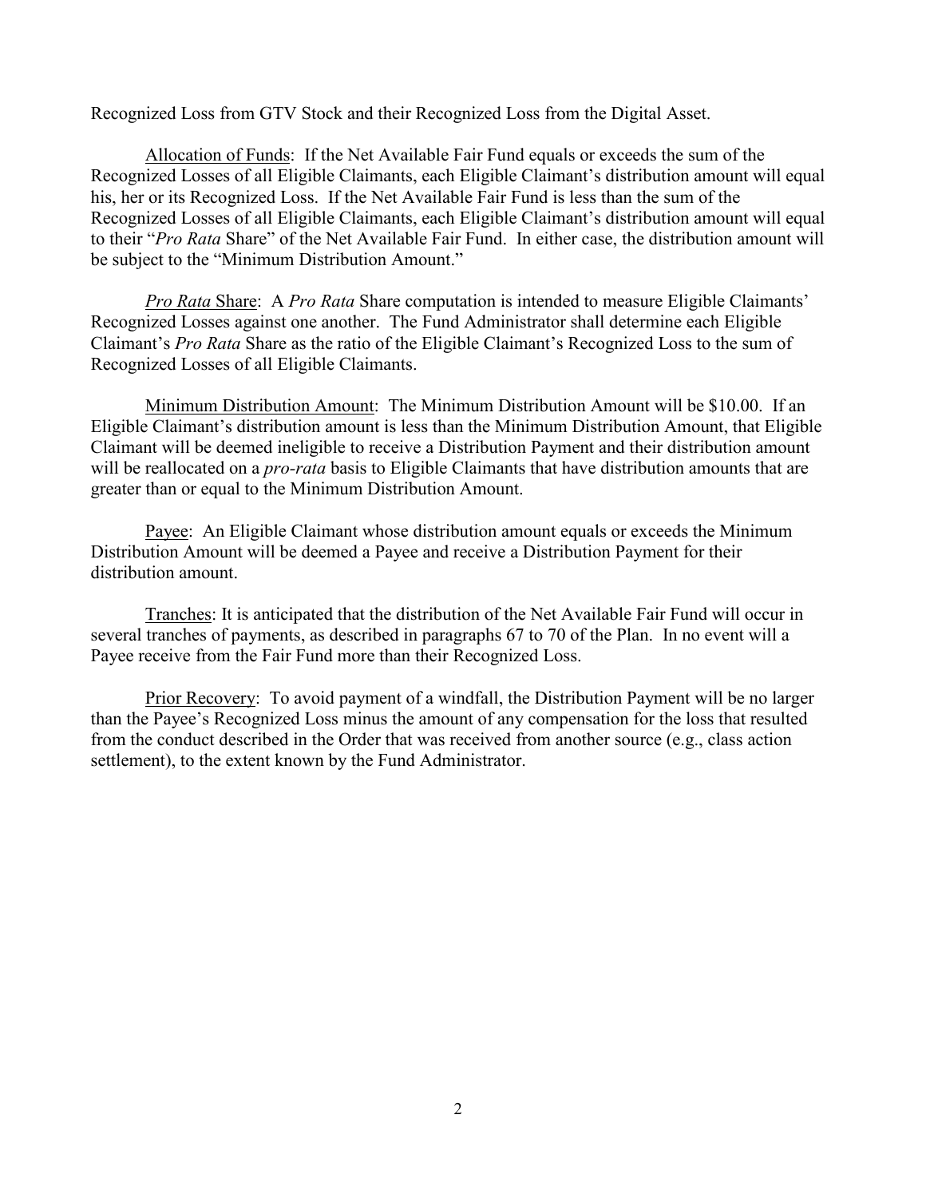Recognized Loss from GTV Stock and their Recognized Loss from the Digital Asset.

Allocation of Funds: If the Net Available Fair Fund equals or exceeds the sum of the Recognized Losses of all Eligible Claimants, each Eligible Claimant's distribution amount will equal his, her or its Recognized Loss. If the Net Available Fair Fund is less than the sum of the Recognized Losses of all Eligible Claimants, each Eligible Claimant's distribution amount will equal to their "*Pro Rata* Share" of the Net Available Fair Fund. In either case, the distribution amount will be subject to the "Minimum Distribution Amount."

*Pro Rata* Share: A *Pro Rata* Share computation is intended to measure Eligible Claimants' Recognized Losses against one another. The Fund Administrator shall determine each Eligible Claimant's *Pro Rata* Share as the ratio of the Eligible Claimant's Recognized Loss to the sum of Recognized Losses of all Eligible Claimants.

Minimum Distribution Amount: The Minimum Distribution Amount will be $10.00. If an Eligible Claimant's distribution amount is less than the Minimum Distribution Amount, that Eligible Claimant will be deemed ineligible to receive a Distribution Payment and their distribution amount will be reallocated on a *pro-rata* basis to Eligible Claimants that have distribution amounts that are greater than or equal to the Minimum Distribution Amount.

Payee: An Eligible Claimant whose distribution amount equals or exceeds the Minimum Distribution Amount will be deemed a Payee and receive a Distribution Payment for their distribution amount.

Tranches: It is anticipated that the distribution of the Net Available Fair Fund will occur in several tranches of payments, as described in paragraphs 67 to 70 of the Plan. In no event will a Payee receive from the Fair Fund more than their Recognized Loss.

Prior Recovery: To avoid payment of a windfall, the Distribution Payment will be no larger than the Payee's Recognized Loss minus the amount of any compensation for the loss that resulted from the conduct described in the Order that was received from another source (e.g., class action settlement), to the extent known by the Fund Administrator.